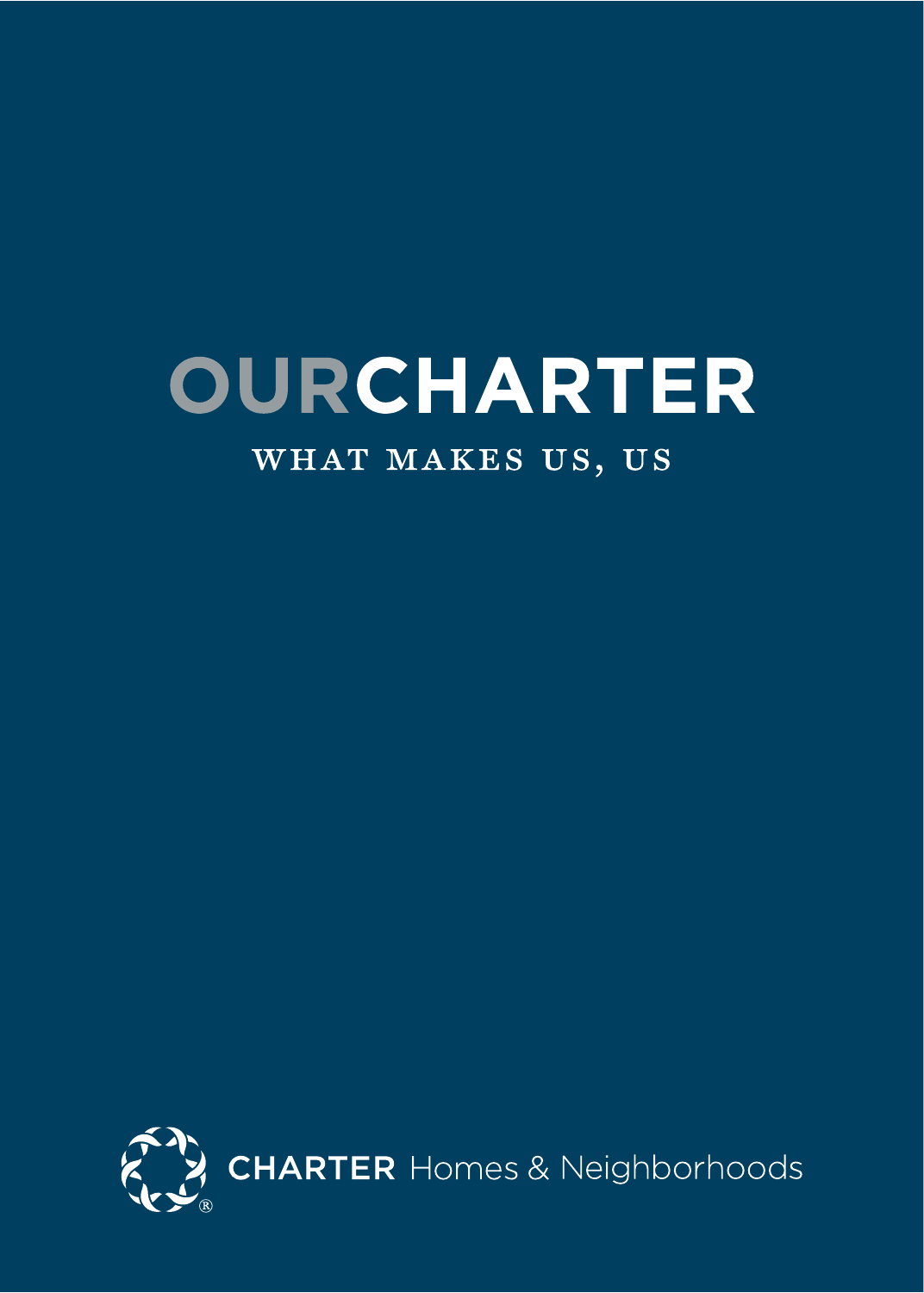# OURCHARTER

WHAT MAKES US, US

CHARTER Homes & Neighborhoods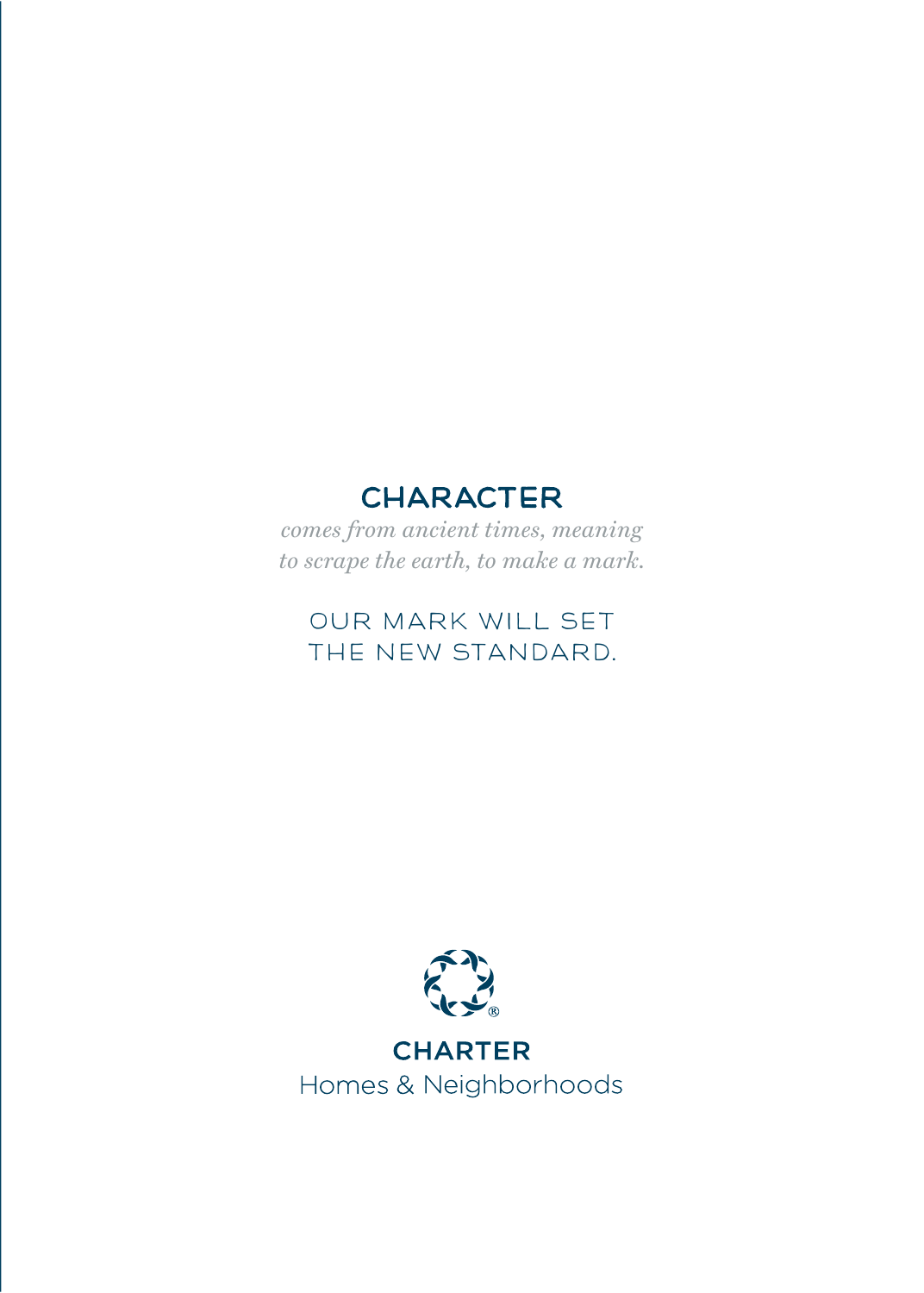## CHARACTER

*comes from ancient times, meaning to scrape the earth, to make a mark.*

OUR MARK WILL SET THE NEW STANDARD.

**CHARTER**
Homes & Neighborhoods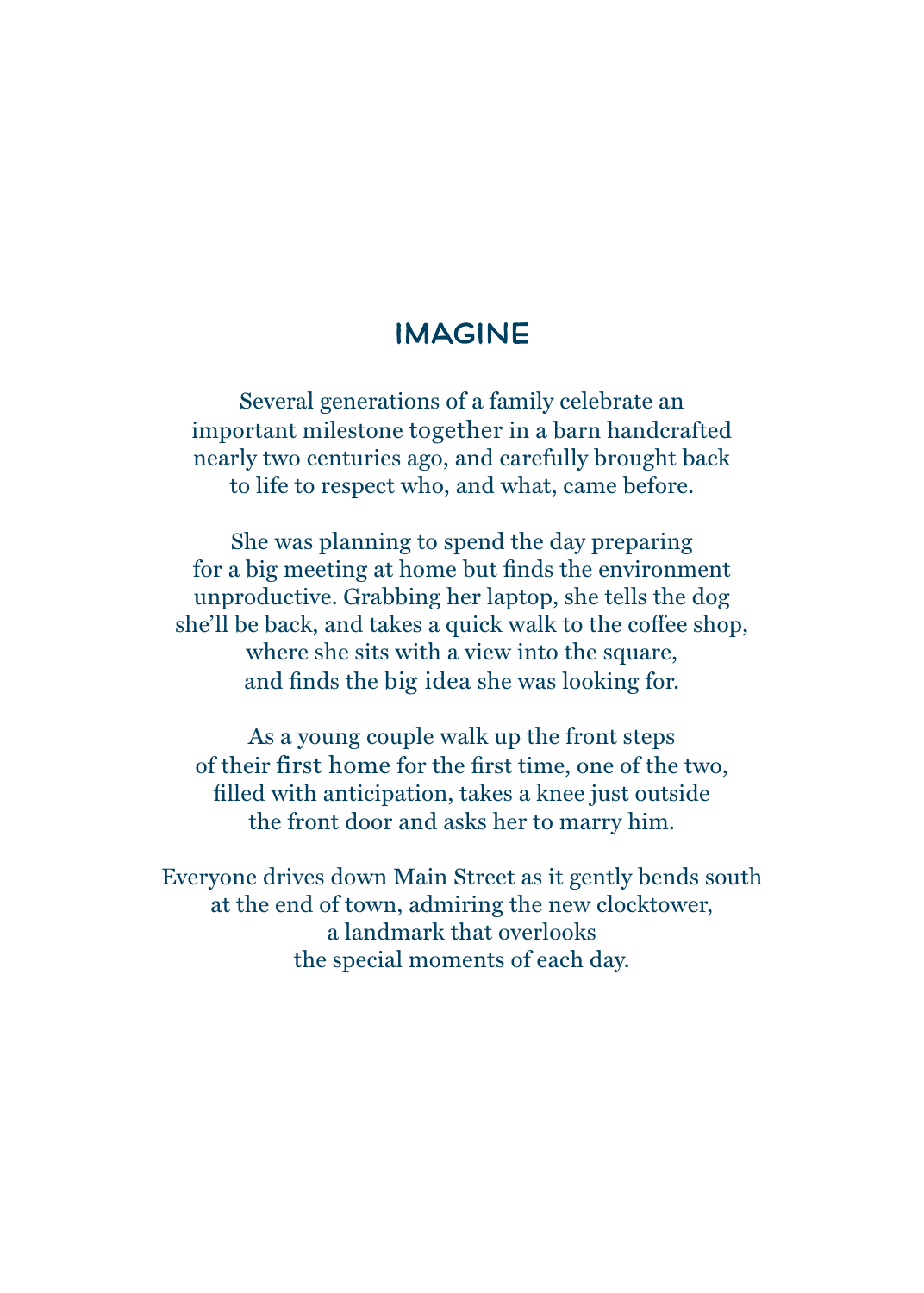# IMAGINE

Several generations of a family celebrate an important milestone together in a barn handcrafted nearly two centuries ago, and carefully brought back to life to respect who, and what, came before.

She was planning to spend the day preparing for a big meeting at home but finds the environment unproductive. Grabbing her laptop, she tells the dog she'll be back, and takes a quick walk to the coffee shop, where she sits with a view into the square, and finds the big idea she was looking for.

As a young couple walk up the front steps of their first home for the first time, one of the two, filled with anticipation, takes a knee just outside the front door and asks her to marry him.

Everyone drives down Main Street as it gently bends south at the end of town, admiring the new clocktower, a landmark that overlooks the special moments of each day.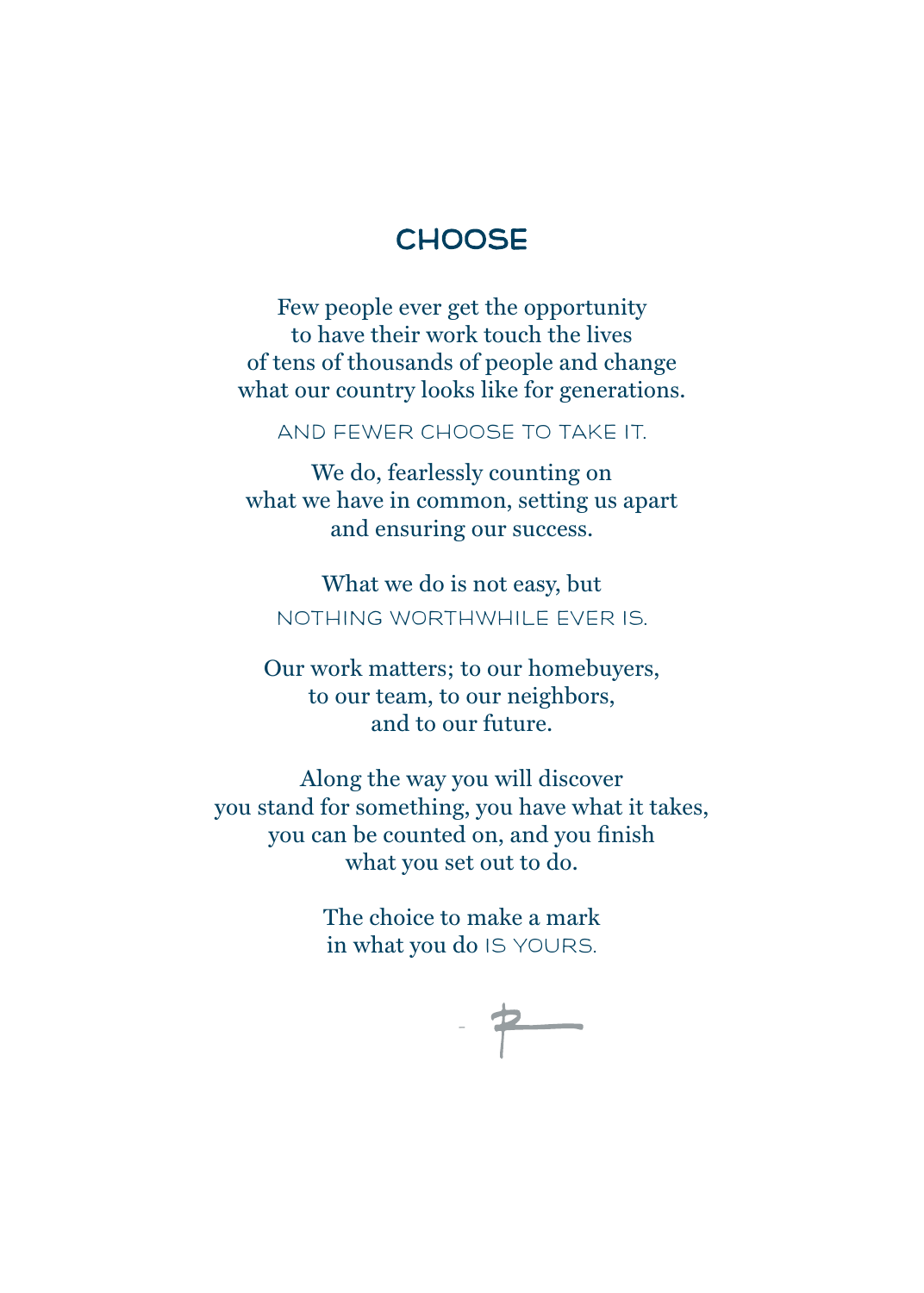# CHOOSE

Few people ever get the opportunity
to have their work touch the lives
of tens of thousands of people and change
what our country looks like for generations.

AND FEWER CHOOSE TO TAKE IT.

We do, fearlessly counting on
what we have in common, setting us apart
and ensuring our success.

What we do is not easy, but
NOTHING WORTHWHILE EVER IS.

Our work matters; to our homebuyers,
to our team, to our neighbors,
and to our future.

Along the way you will discover
you stand for something, you have what it takes,
you can be counted on, and you finish
what you set out to do.

The choice to make a mark
in what you do IS YOURS.

- R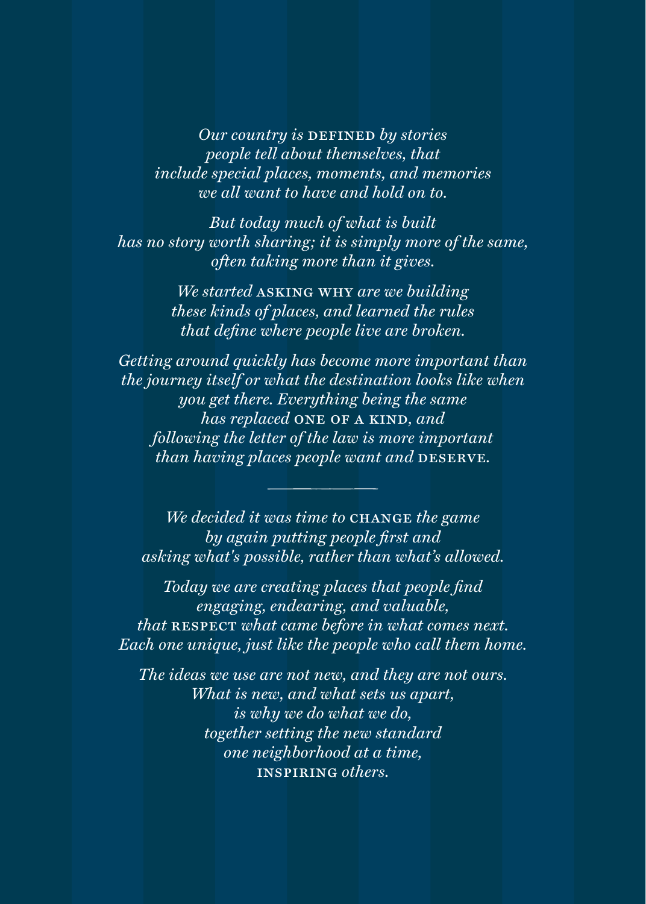*Our country is* DEFINED *by stories people tell about themselves, that include special places, moments, and memories we all want to have and hold on to.*

*But today much of what is built has no story worth sharing; it is simply more of the same, often taking more than it gives.*

*We started* ASKING WHY *are we building these kinds of places, and learned the rules that define where people live are broken.*

*Getting around quickly has become more important than the journey itself or what the destination looks like when you get there. Everything being the same has replaced* ONE OF A KIND*, and following the letter of the law is more important than having places people want and* DESERVE.

---

*We decided it was time to* CHANGE *the game by again putting people first and asking what's possible, rather than what's allowed.*

*Today we are creating places that people find engaging, endearing, and valuable, that* RESPECT *what came before in what comes next. Each one unique, just like the people who call them home.*

*The ideas we use are not new, and they are not ours. What is new, and what sets us apart, is why we do what we do, together setting the new standard one neighborhood at a time,* INSPIRING *others.*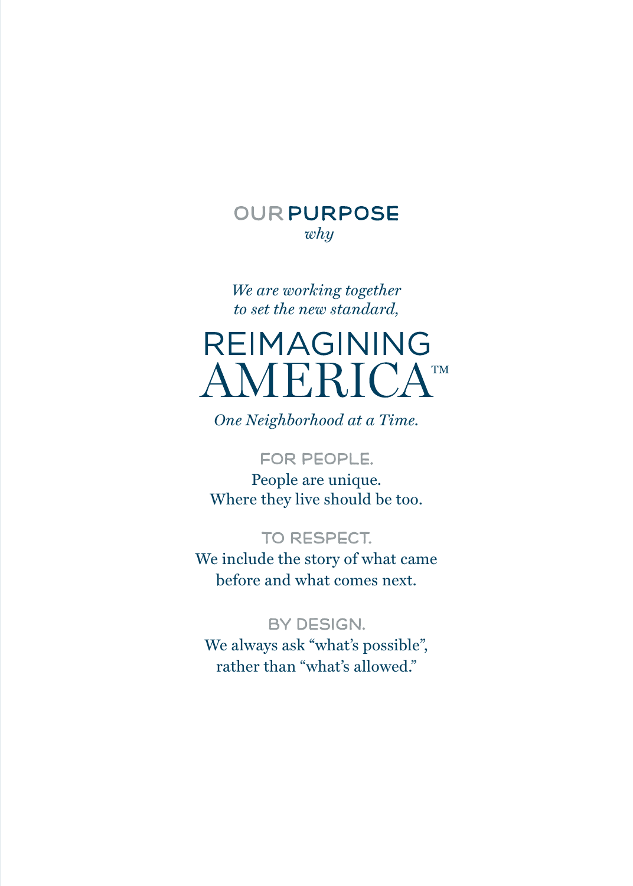# OUR PURPOSE

*why*

*We are working together*
*to set the new standard,*

## REIMAGINING AMERICA™

*One Neighborhood at a Time.*

### FOR PEOPLE.

People are unique.
Where they live should be too.

### TO RESPECT.

We include the story of what came
before and what comes next.

### BY DESIGN.

We always ask "what's possible",
rather than "what's allowed."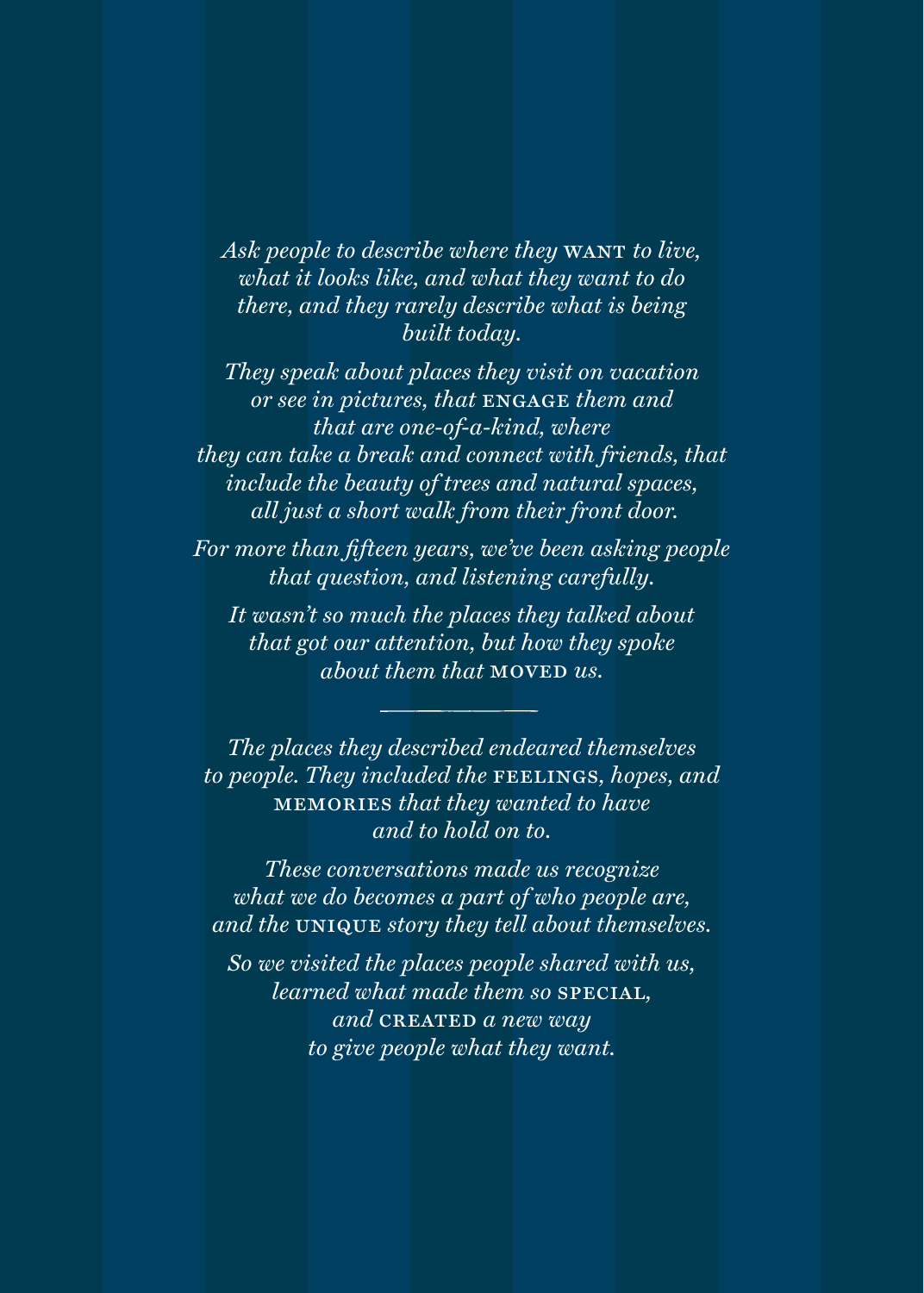*Ask people to describe where they* WANT *to live, what it looks like, and what they want to do there, and they rarely describe what is being built today.*

*They speak about places they visit on vacation or see in pictures, that* ENGAGE *them and that are one-of-a-kind, where they can take a break and connect with friends, that include the beauty of trees and natural spaces, all just a short walk from their front door.*

*For more than fifteen years, we've been asking people that question, and listening carefully.*

*It wasn't so much the places they talked about that got our attention, but how they spoke about them that* MOVED *us.*

---

*The places they described endeared themselves to people. They included the* FEELINGS, *hopes, and* MEMORIES *that they wanted to have and to hold on to.*

*These conversations made us recognize what we do becomes a part of who people are, and the* UNIQUE *story they tell about themselves.*

*So we visited the places people shared with us, learned what made them so* SPECIAL, *and* CREATED *a new way to give people what they want.*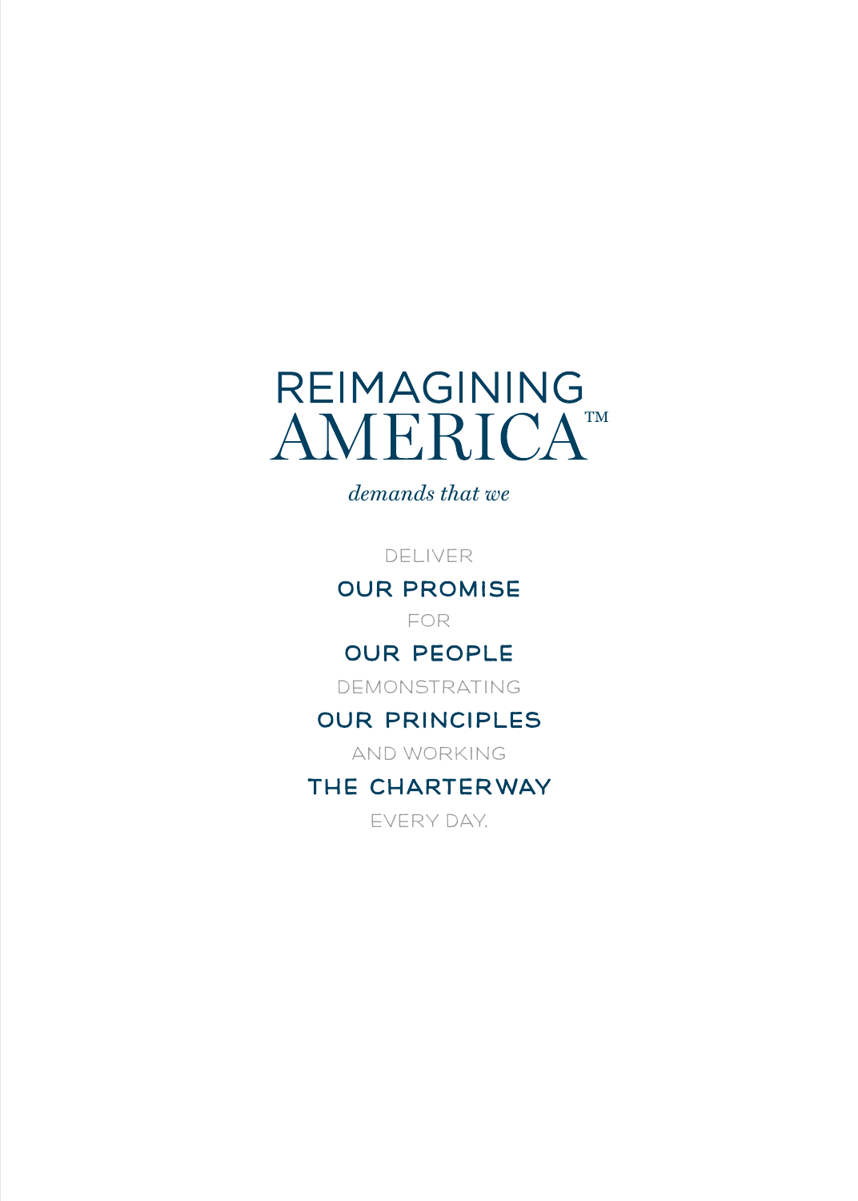# REIMAGINING AMERICA™

*demands that we*

DELIVER

**OUR PROMISE**

FOR

**OUR PEOPLE**

DEMONSTRATING

**OUR PRINCIPLES**

AND WORKING

**THE CHARTERWAY**

EVERY DAY.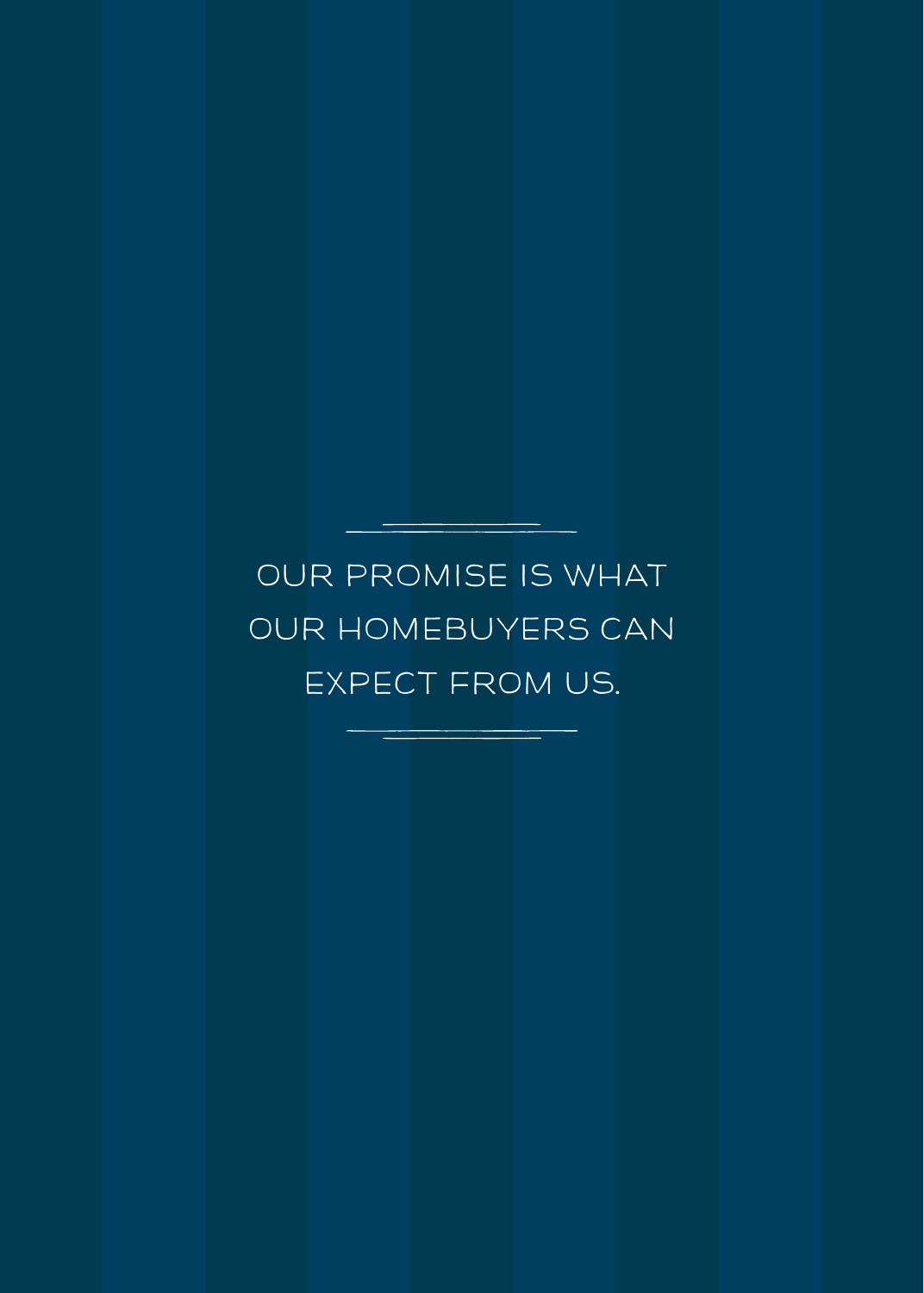OUR PROMISE IS WHAT OUR HOMEBUYERS CAN EXPECT FROM US.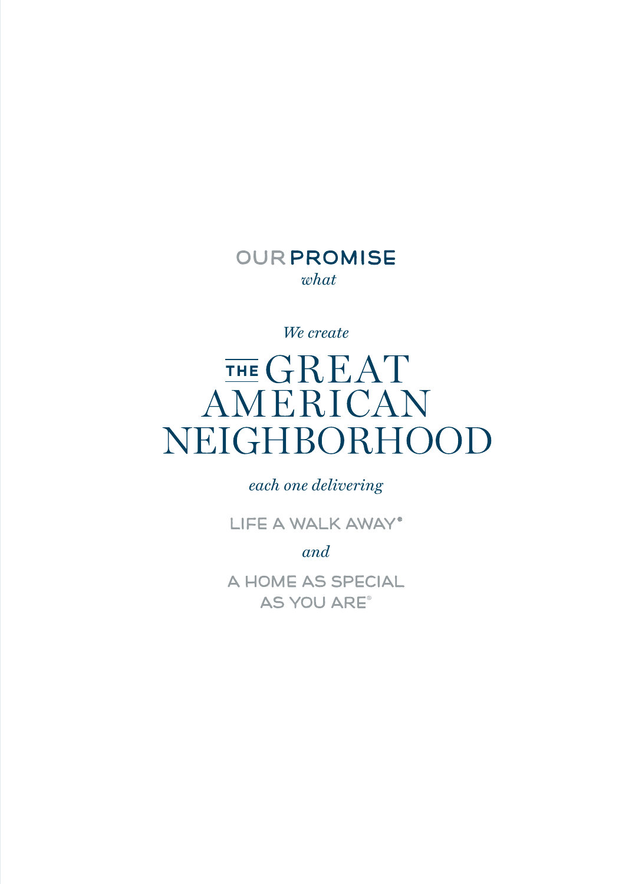## OUR PROMISE

*what*

*We create*

# THE GREAT AMERICAN NEIGHBORHOOD

*each one delivering*

LIFE A WALK AWAY®

*and*

A HOME AS SPECIAL AS YOU ARE®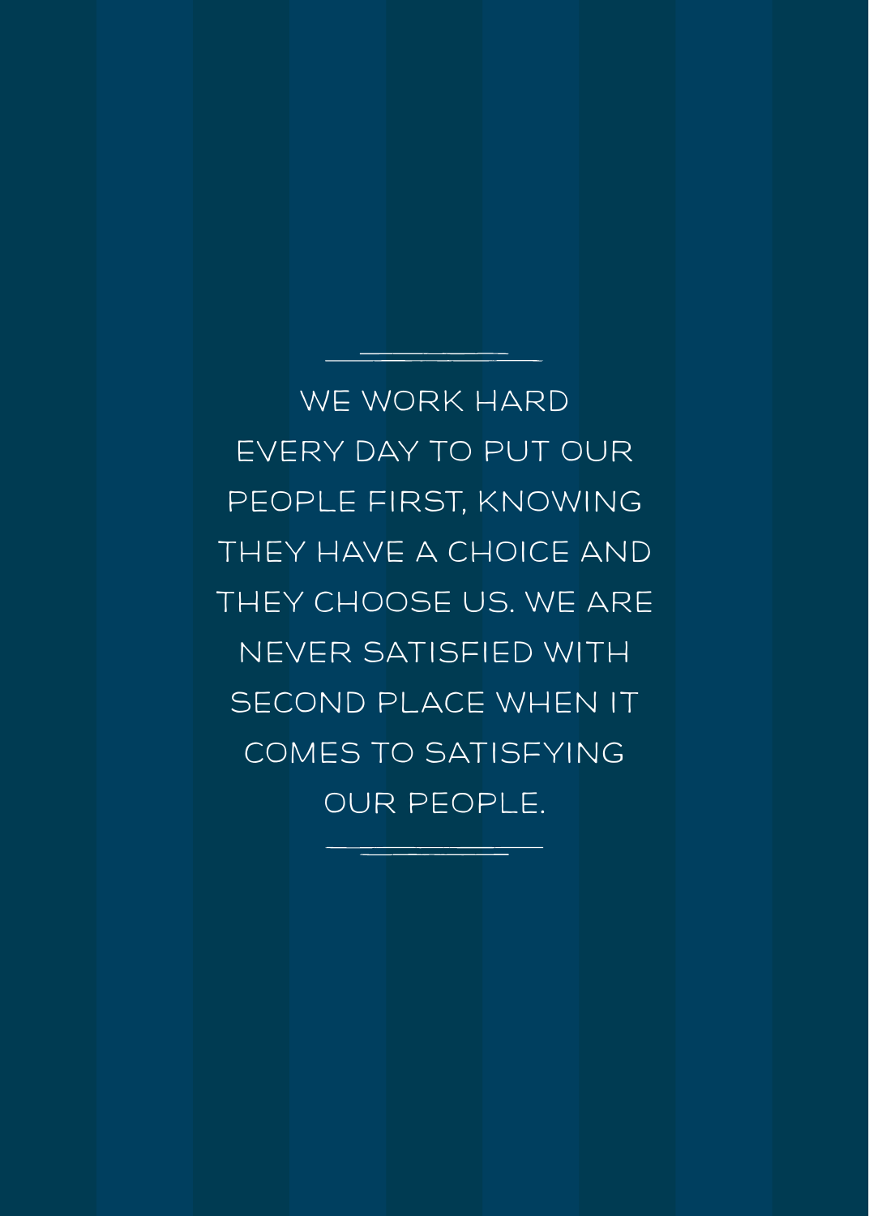WE WORK HARD EVERY DAY TO PUT OUR PEOPLE FIRST, KNOWING THEY HAVE A CHOICE AND THEY CHOOSE US. WE ARE NEVER SATISFIED WITH SECOND PLACE WHEN IT COMES TO SATISFYING OUR PEOPLE.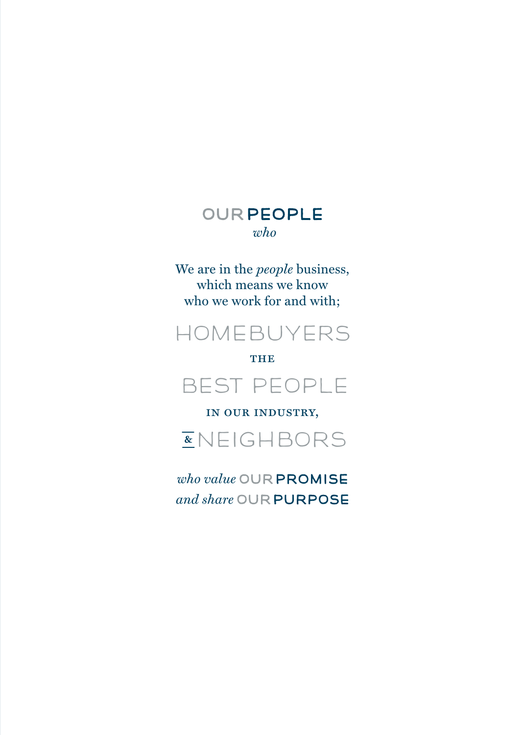## OUR PEOPLE

*who*

We are in the *people* business,
which means we know
who we work for and with;

HOMEBUYERS

THE

BEST PEOPLE

IN OUR INDUSTRY,

& NEIGHBORS

*who value* OUR **PROMISE**
*and share* OUR **PURPOSE**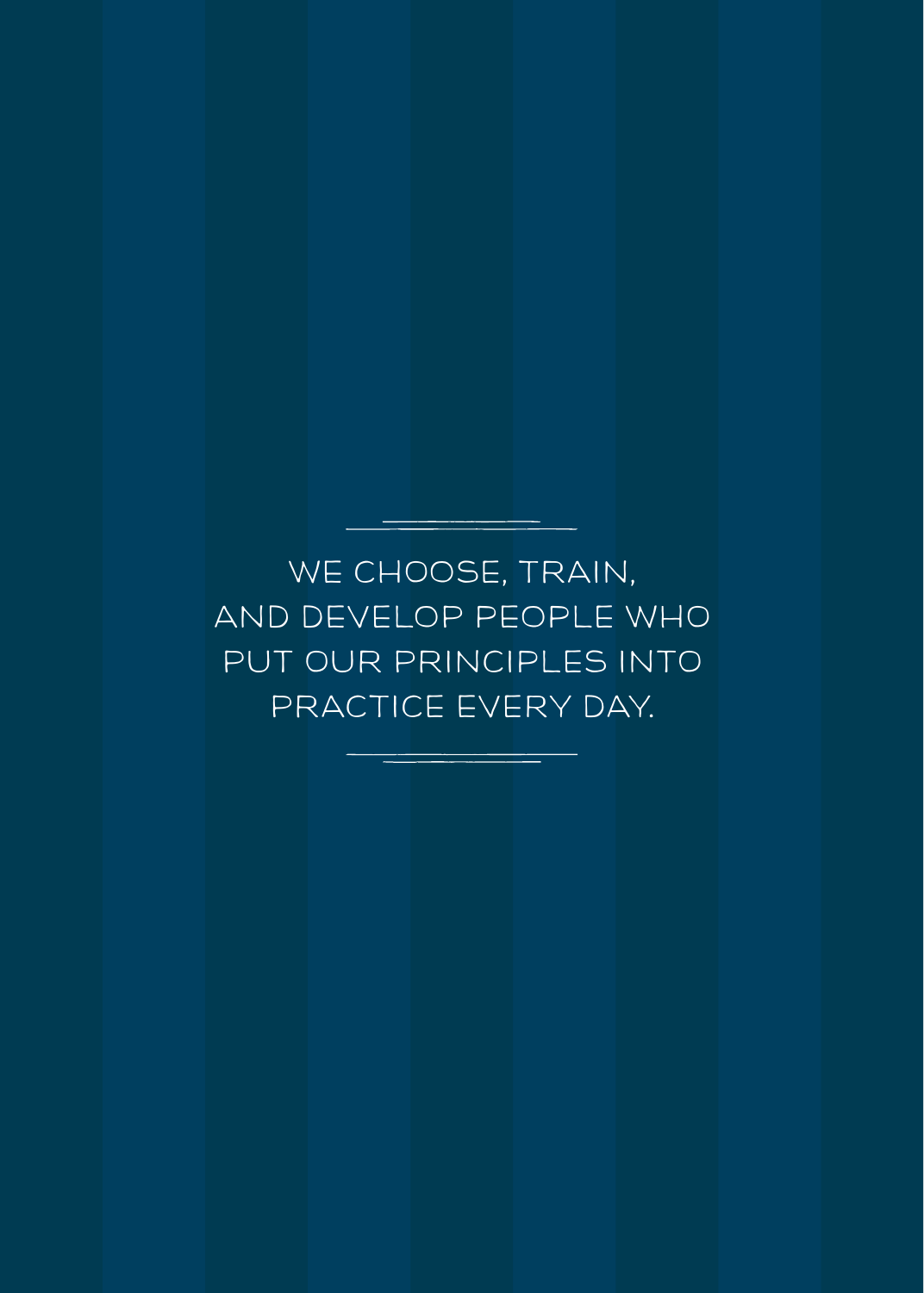WE CHOOSE, TRAIN, AND DEVELOP PEOPLE WHO PUT OUR PRINCIPLES INTO PRACTICE EVERY DAY.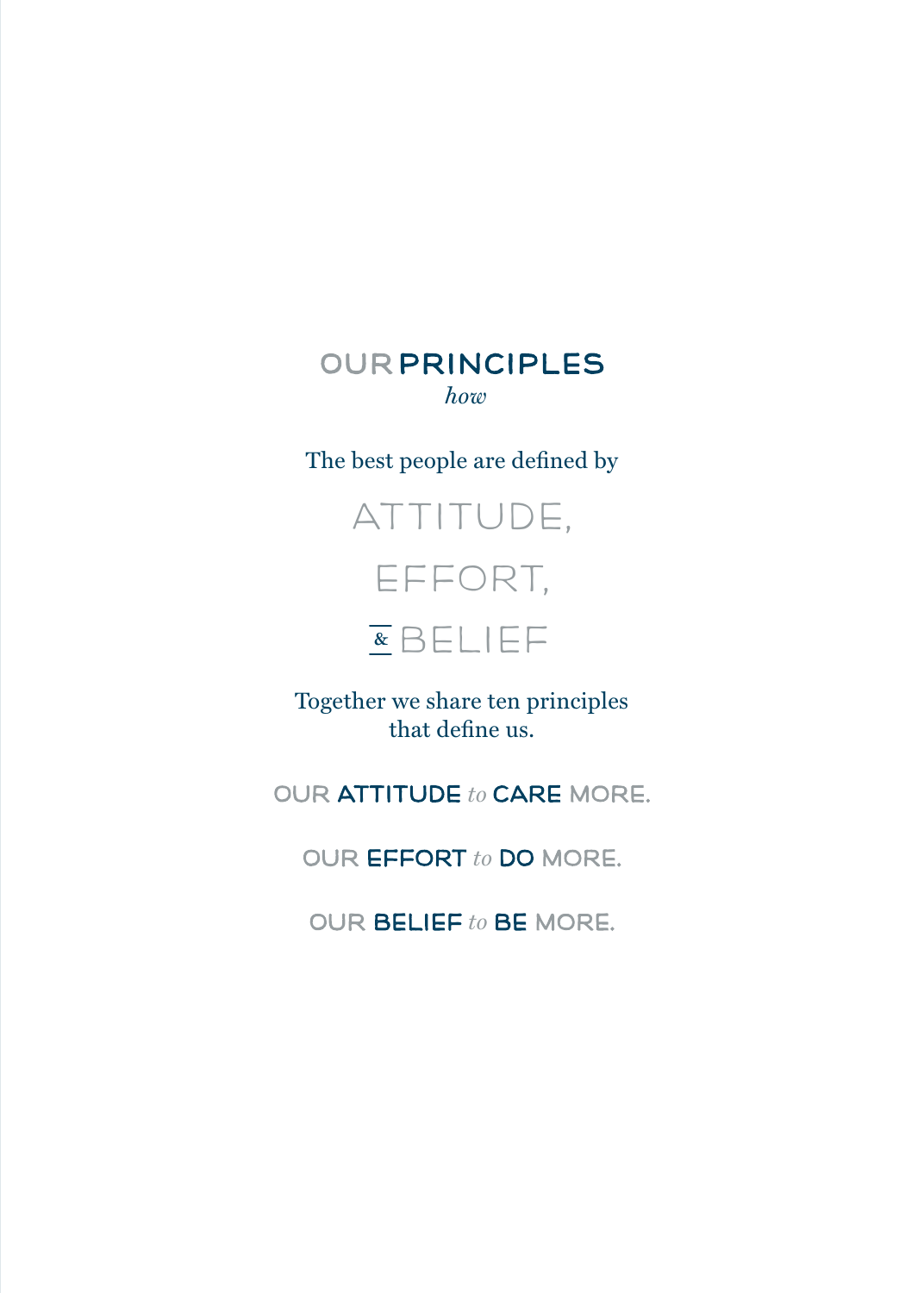# OUR PRINCIPLES

*how*

The best people are defined by

ATTITUDE,

EFFORT,

& BELIEF

Together we share ten principles
that define us.

OUR **ATTITUDE** *to* **CARE** MORE.

OUR **EFFORT** *to* **DO** MORE.

OUR **BELIEF** *to* **BE** MORE.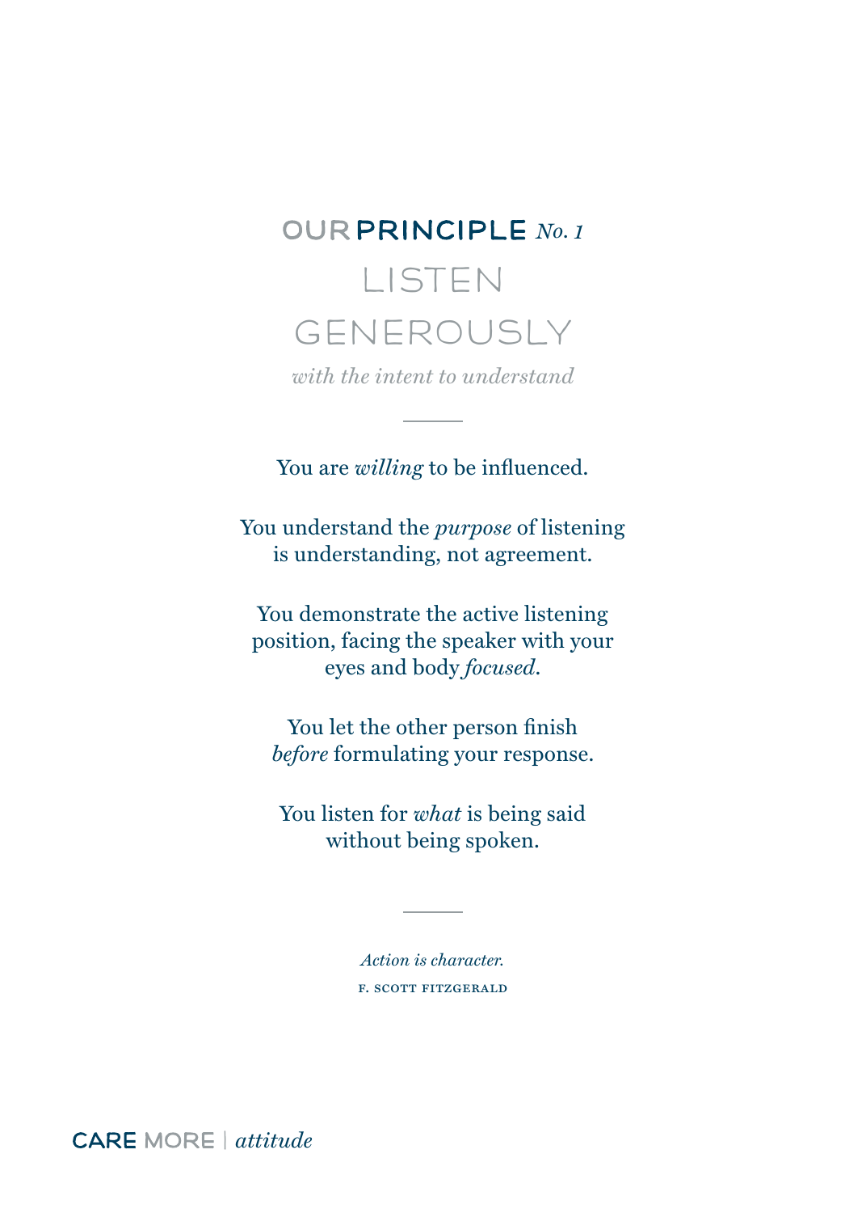## OUR PRINCIPLE *No. 1*

# LISTEN GENEROUSLY

*with the intent to understand*

---

You are *willing* to be influenced.

You understand the *purpose* of listening is understanding, not agreement.

You demonstrate the active listening position, facing the speaker with your eyes and body *focused*.

You let the other person finish *before* formulating your response.

You listen for *what* is being said without being spoken.

---

*Action is character.*

F. SCOTT FITZGERALD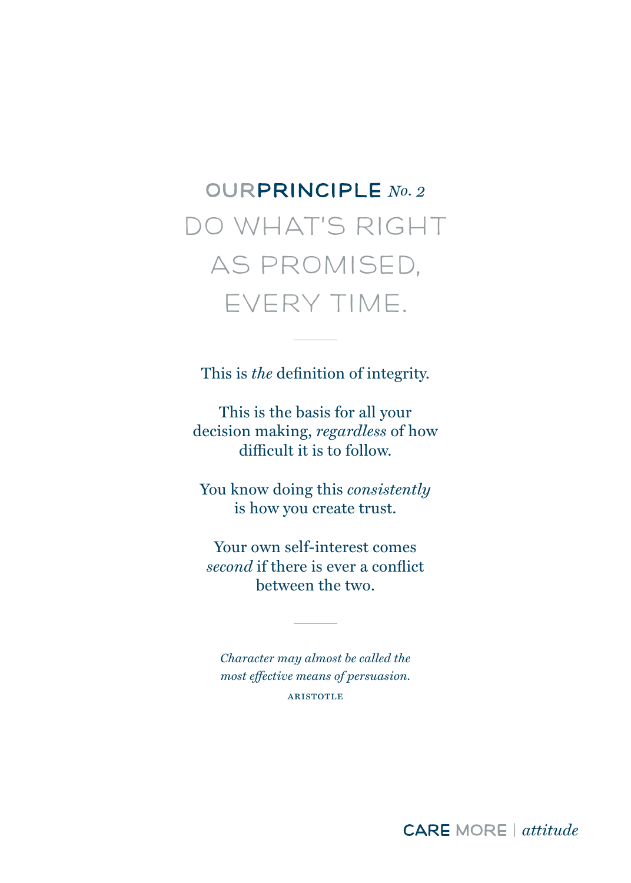## OURPRINCIPLE *No. 2*

# DO WHAT'S RIGHT AS PROMISED, EVERY TIME.

---

This is *the* definition of integrity.

This is the basis for all your decision making, *regardless* of how difficult it is to follow.

You know doing this *consistently* is how you create trust.

Your own self-interest comes *second* if there is ever a conflict between the two.

---

*Character may almost be called the most effective means of persuasion.*

ARISTOTLE

**CARE** MORE | *attitude*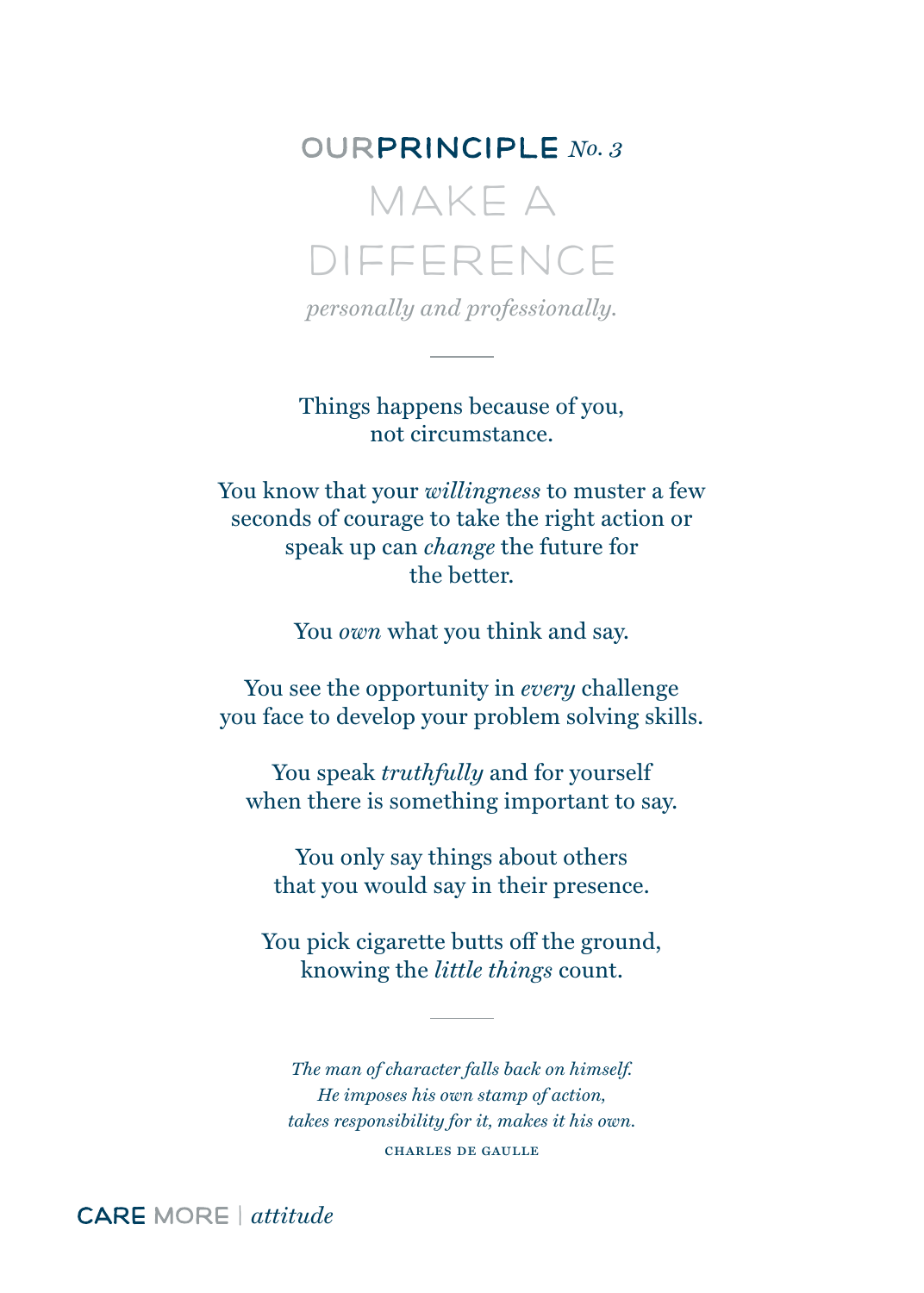## OURPRINCIPLE *No. 3*

# MAKE A DIFFERENCE

*personally and professionally.*

---

Things happens because of you,
not circumstance.

You know that your *willingness* to muster a few seconds of courage to take the right action or speak up can *change* the future for the better.

You *own* what you think and say.

You see the opportunity in *every* challenge you face to develop your problem solving skills.

You speak *truthfully* and for yourself when there is something important to say.

You only say things about others that you would say in their presence.

You pick cigarette butts off the ground, knowing the *little things* count.

---

*The man of character falls back on himself.*
*He imposes his own stamp of action,*
*takes responsibility for it, makes it his own.*

CHARLES DE GAULLE

CARE MORE | *attitude*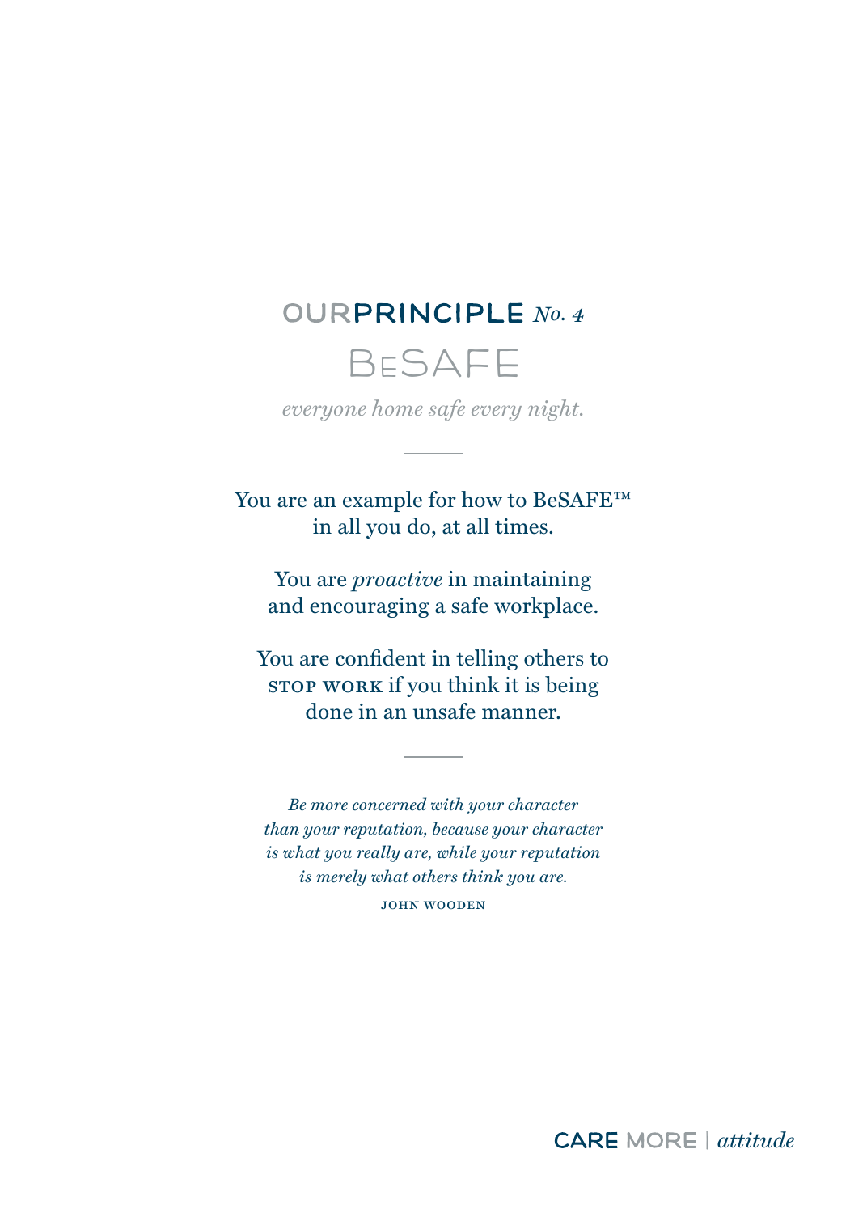# OURPRINCIPLE *No. 4*

## BESAFE

*everyone home safe every night.*

---

You are an example for how to BeSAFE™ in all you do, at all times.

You are *proactive* in maintaining and encouraging a safe workplace.

You are confident in telling others to STOP WORK if you think it is being done in an unsafe manner.

---

*Be more concerned with your character than your reputation, because your character is what you really are, while your reputation is merely what others think you are.*

JOHN WOODEN

CARE MORE | *attitude*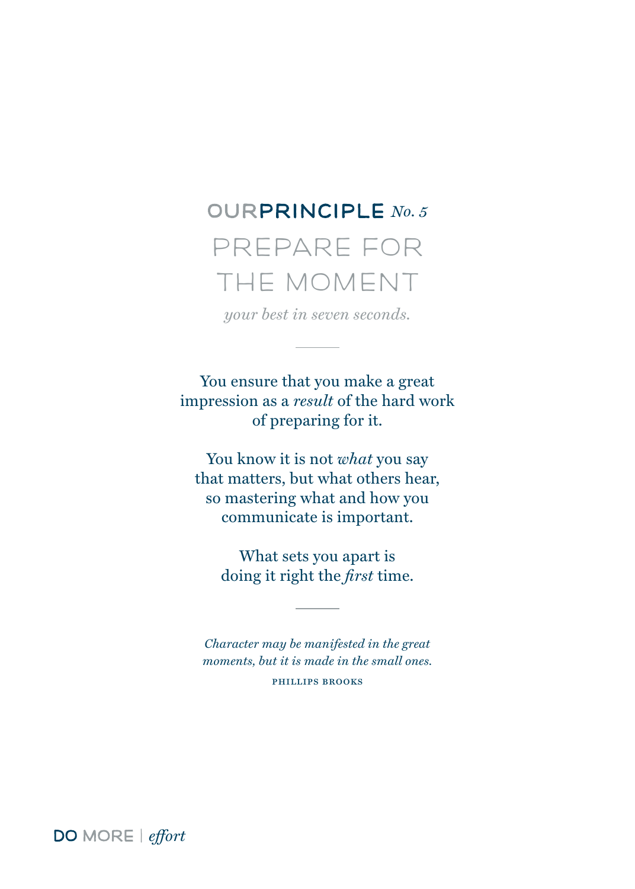## OURPRINCIPLE *No. 5*

# PREPARE FOR THE MOMENT

*your best in seven seconds.*

---

You ensure that you make a great impression as a *result* of the hard work of preparing for it.

You know it is not *what* you say that matters, but what others hear, so mastering what and how you communicate is important.

What sets you apart is doing it right the *first* time.

---

*Character may be manifested in the great moments, but it is made in the small ones.*

PHILLIPS BROOKS

**DO** MORE | *effort*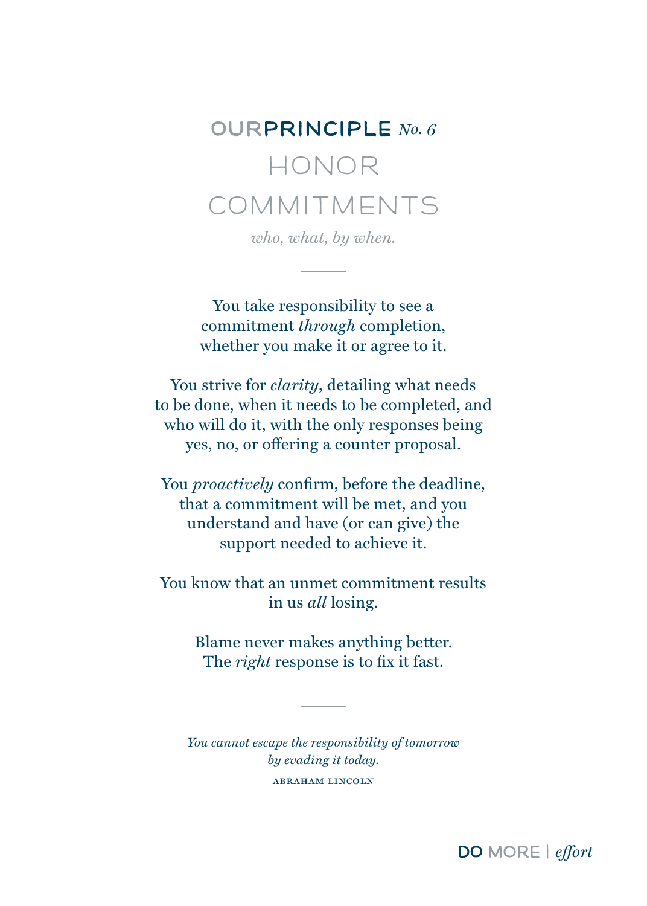OURPRINCIPLE *No. 6*

# HONOR COMMITMENTS

*who, what, by when.*

---

You take responsibility to see a commitment *through* completion, whether you make it or agree to it.

You strive for *clarity*, detailing what needs to be done, when it needs to be completed, and who will do it, with the only responses being yes, no, or offering a counter proposal.

You *proactively* confirm, before the deadline, that a commitment will be met, and you understand and have (or can give) the support needed to achieve it.

You know that an unmet commitment results in us *all* losing.

Blame never makes anything better. The *right* response is to fix it fast.

---

*You cannot escape the responsibility of tomorrow by evading it today.*

ABRAHAM LINCOLN

DO MORE | *effort*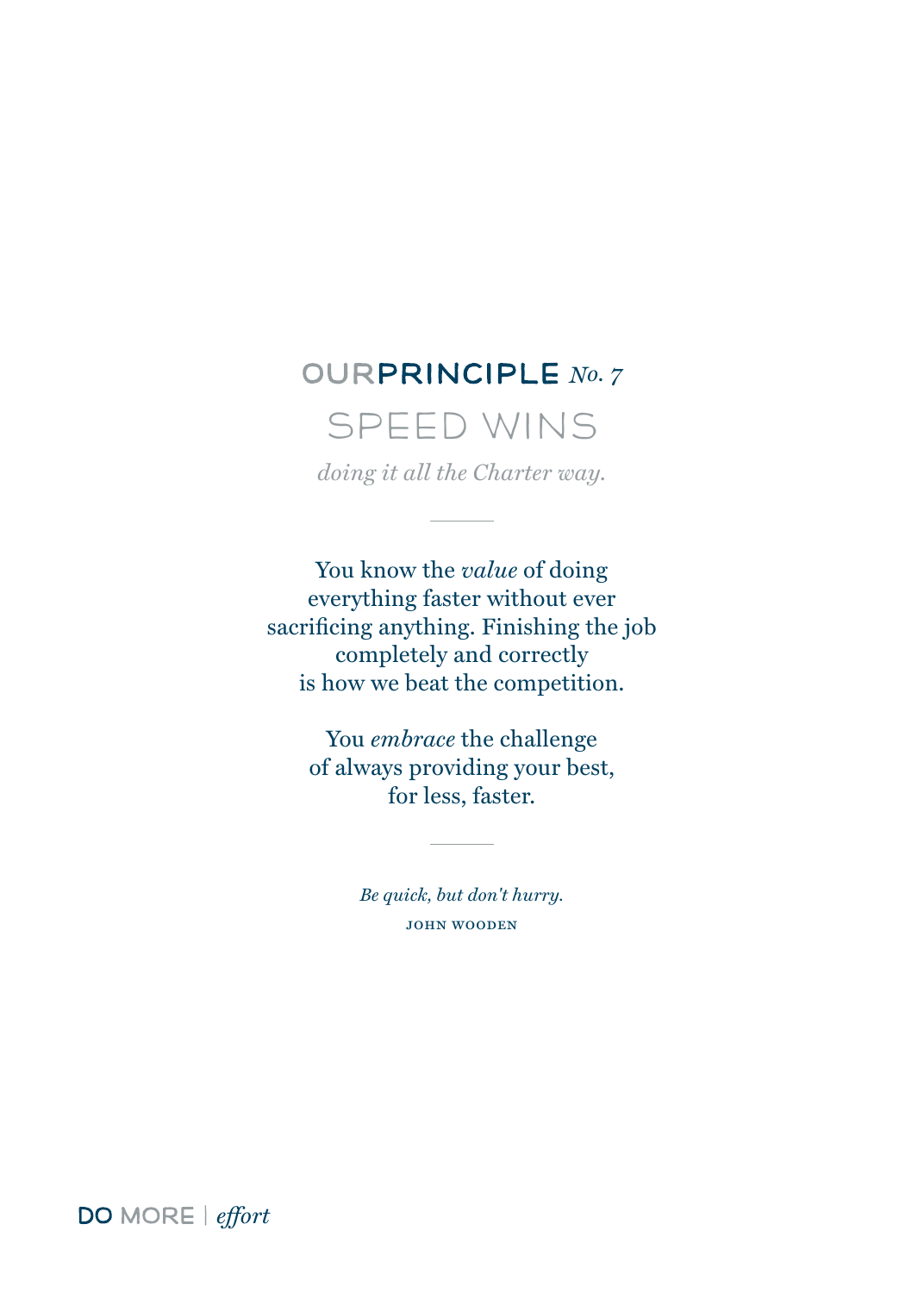## OURPRINCIPLE *No. 7*

# SPEED WINS

*doing it all the Charter way.*

---

You know the *value* of doing everything faster without ever sacrificing anything. Finishing the job completely and correctly is how we beat the competition.

You *embrace* the challenge of always providing your best, for less, faster.

---

*Be quick, but don't hurry.*

JOHN WOODEN

DO MORE | *effort*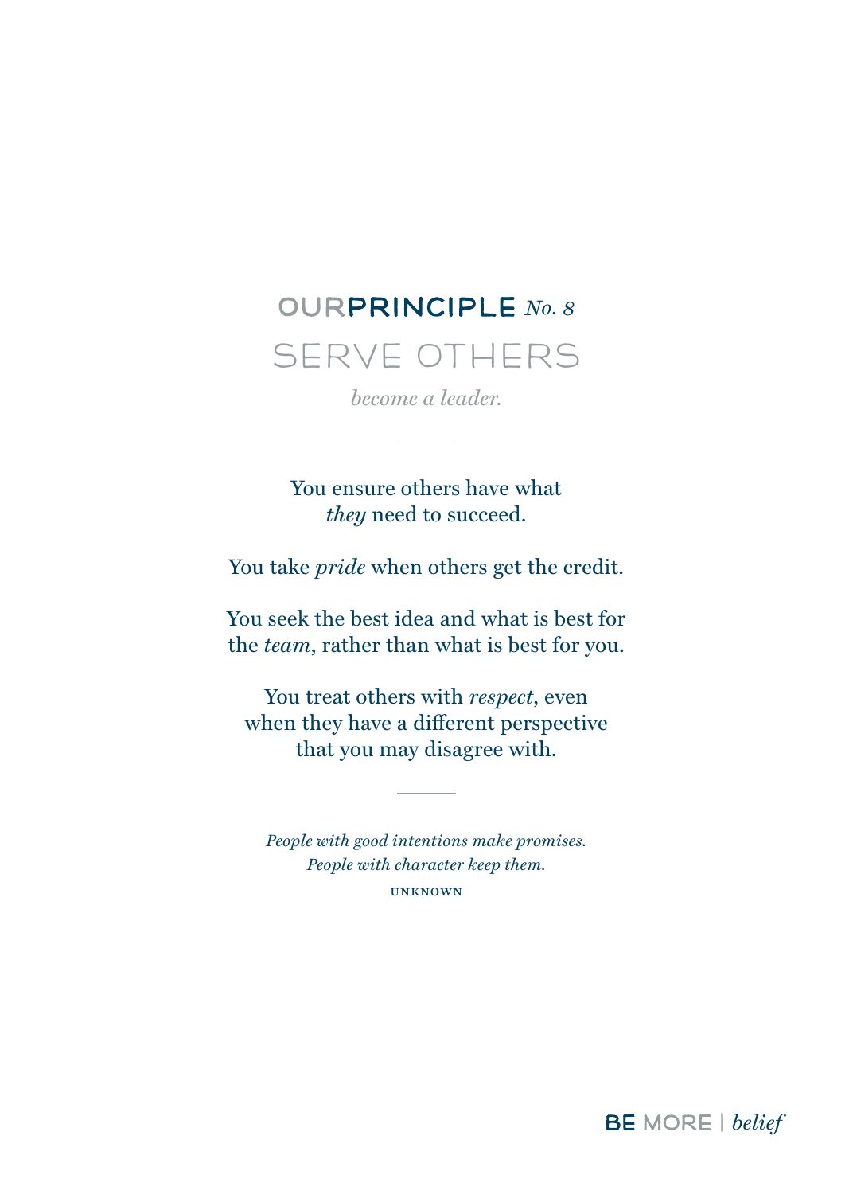## OURPRINCIPLE *No. 8*

# SERVE OTHERS

*become a leader.*

---

You ensure others have what *they* need to succeed.

You take *pride* when others get the credit.

You seek the best idea and what is best for the *team*, rather than what is best for you.

You treat others with *respect*, even when they have a different perspective that you may disagree with.

---

*People with good intentions make promises.*
*People with character keep them.*

UNKNOWN

BE MORE | *belief*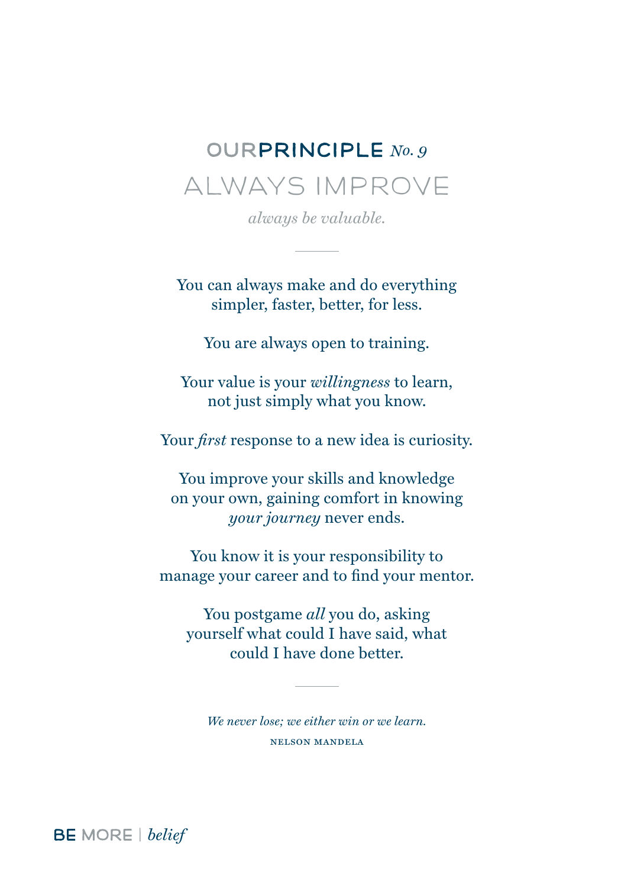## OURPRINCIPLE *No. 9*

# ALWAYS IMPROVE

*always be valuable.*

---

You can always make and do everything simpler, faster, better, for less.

You are always open to training.

Your value is your *willingness* to learn, not just simply what you know.

Your *first* response to a new idea is curiosity.

You improve your skills and knowledge on your own, gaining comfort in knowing *your journey* never ends.

You know it is your responsibility to manage your career and to find your mentor.

You postgame *all* you do, asking yourself what could I have said, what could I have done better.

---

*We never lose; we either win or we learn.*

NELSON MANDELA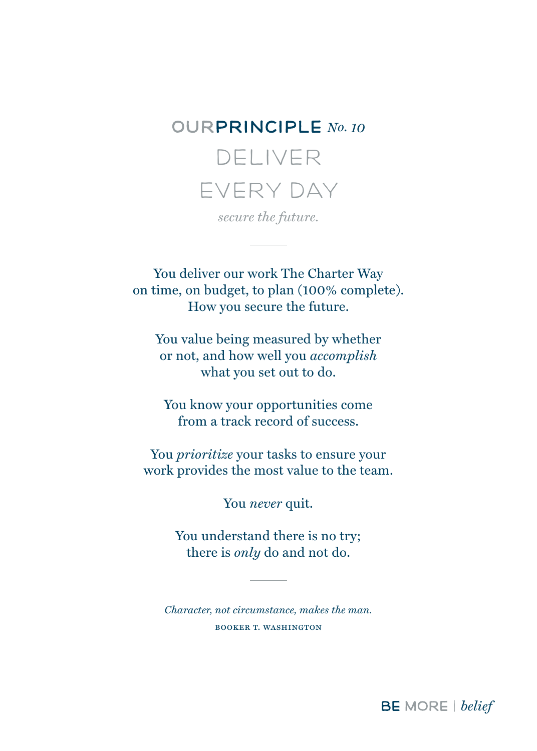# OURPRINCIPLE *No. 10*

## DELIVER EVERY DAY

*secure the future.*

---

You deliver our work The Charter Way
on time, on budget, to plan (100% complete).
How you secure the future.

You value being measured by whether
or not, and how well you *accomplish*
what you set out to do.

You know your opportunities come
from a track record of success.

You *prioritize* your tasks to ensure your
work provides the most value to the team.

You *never* quit.

You understand there is no try;
there is *only* do and not do.

---

*Character, not circumstance, makes the man.*

BOOKER T. WASHINGTON

BE MORE | *belief*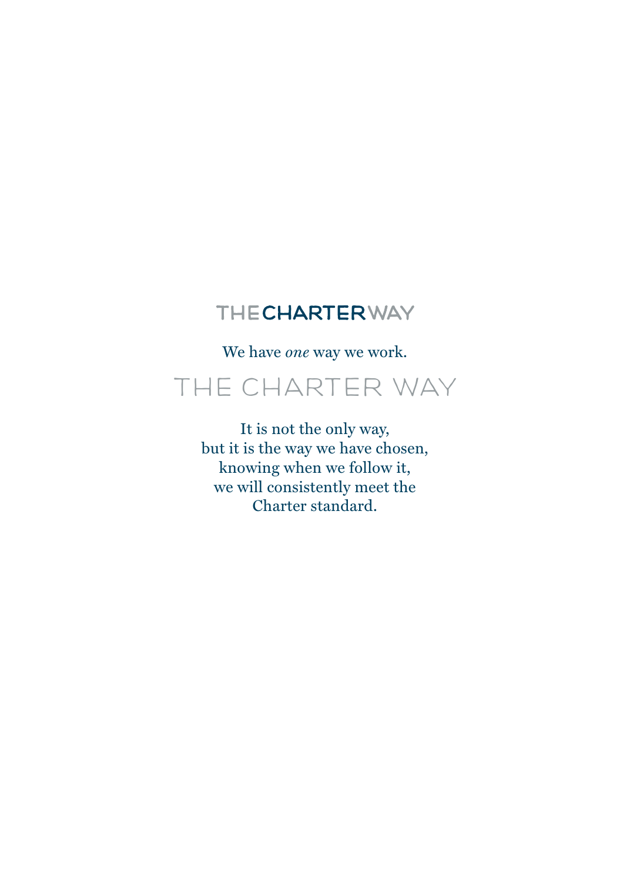# THE CHARTER WAY

We have *one* way we work.

## THE CHARTER WAY

It is not the only way,
but it is the way we have chosen,
knowing when we follow it,
we will consistently meet the
Charter standard.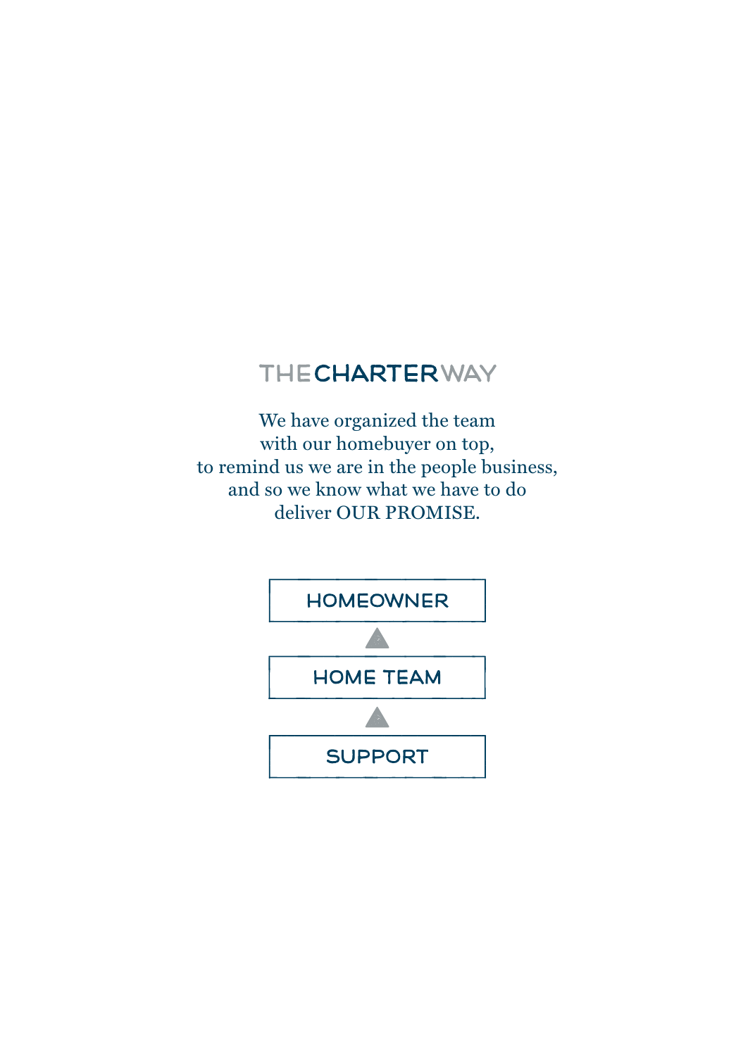# THE CHARTER WAY

We have organized the team
with our homebuyer on top,
to remind us we are in the people business,
and so we know what we have to do
deliver OUR PROMISE.

**HOMEOWNER**

▲

**HOME TEAM**

▲

**SUPPORT**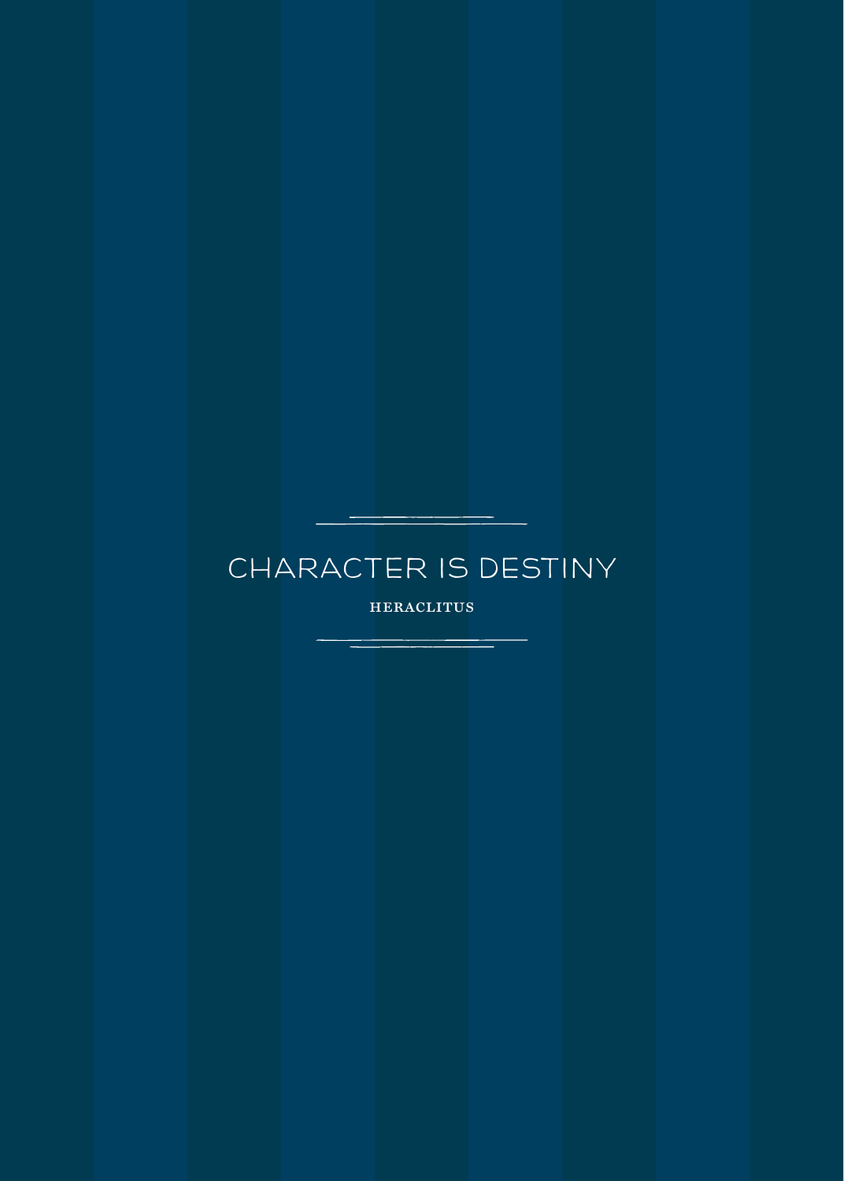CHARACTER IS DESTINY

HERACLITUS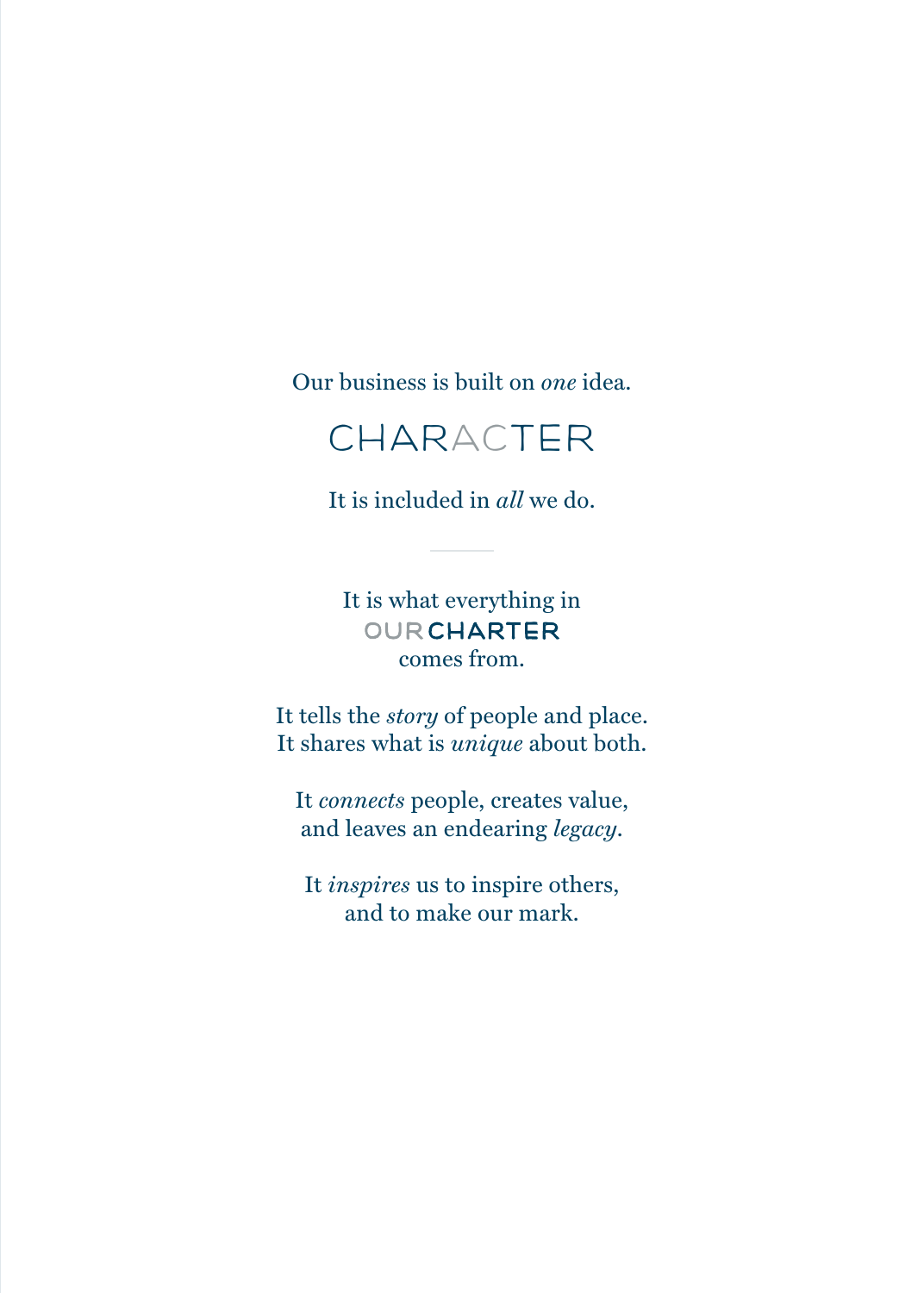Our business is built on *one* idea.

# CHARACTER

It is included in *all* we do.

---

It is what everything in
**OUR CHARTER**
comes from.

It tells the *story* of people and place.
It shares what is *unique* about both.

It *connects* people, creates value,
and leaves an endearing *legacy*.

It *inspires* us to inspire others,
and to make our mark.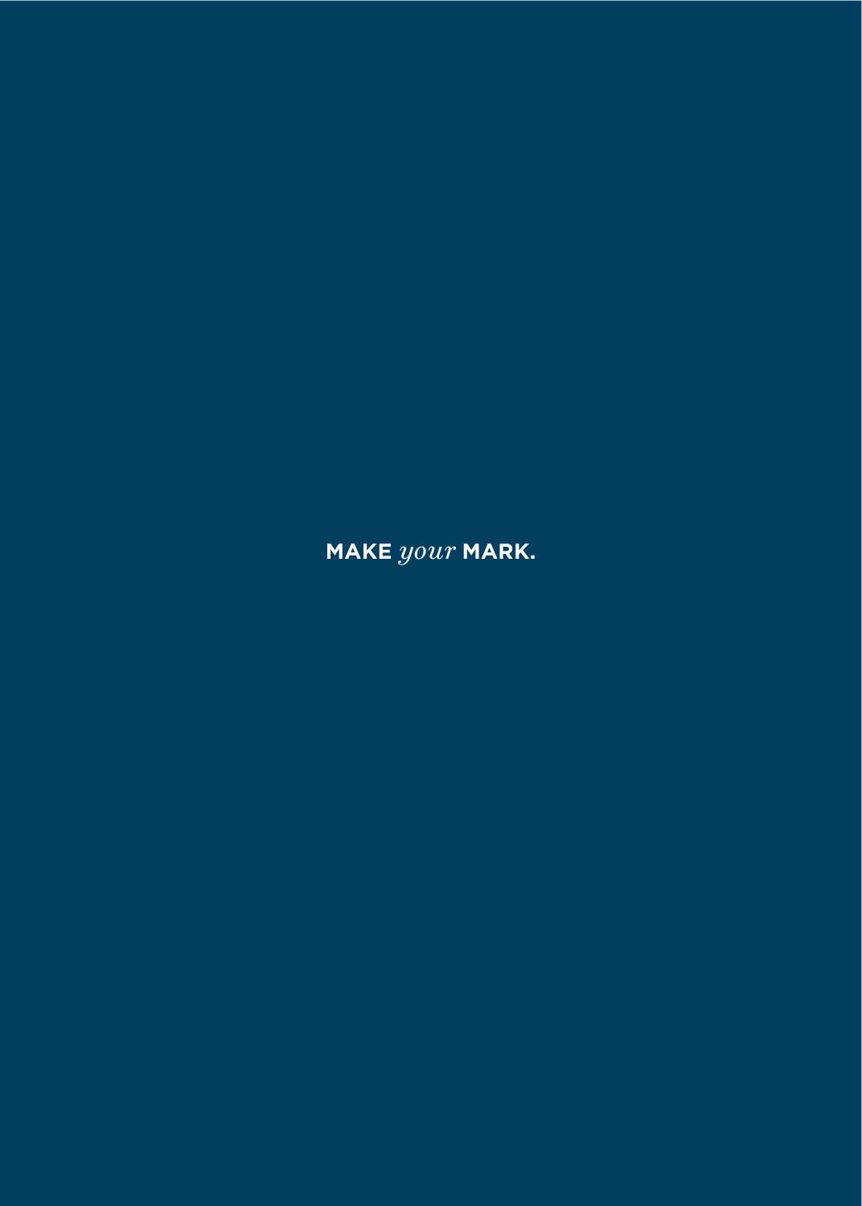**MAKE** *your* **MARK.**